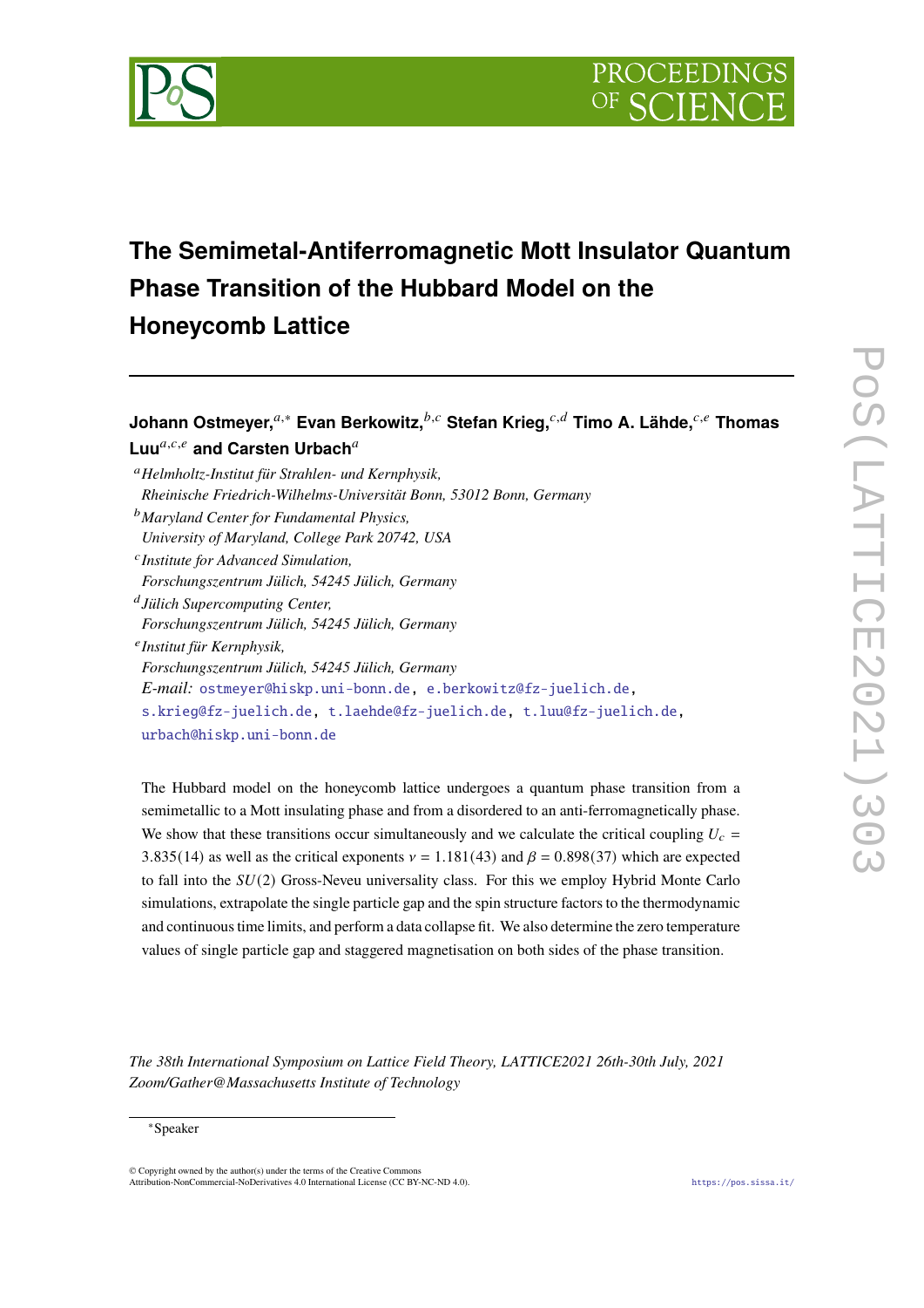# The Semimetal-Antiferromagnetic Mott Insulator Quantum Phase Transition of the Hubbard Model on the Honeycomb Lattice

**Johann Ostmeyer,**[a,*] **Evan Berkowitz,**[b,c] **Stefan Krieg,**[c,d] **Timo A. Lähde,**[c,e] **Thomas Luu**[a,c,e] **and Carsten Urbach**[a]

[a] *Helmholtz-Institut für Strahlen- und Kernphysik, Rheinische Friedrich-Wilhelms-Universität Bonn, 53012 Bonn, Germany*

[b] *Maryland Center for Fundamental Physics, University of Maryland, College Park 20742, USA*

[c] *Institute for Advanced Simulation, Forschungszentrum Jülich, 54245 Jülich, Germany*

[d] *Jülich Supercomputing Center, Forschungszentrum Jülich, 54245 Jülich, Germany*

[e] *Institut für Kernphysik, Forschungszentrum Jülich, 54245 Jülich, Germany*

*E-mail:* ostmeyer@hiskp.uni-bonn.de, e.berkowitz@fz-juelich.de, s.krieg@fz-juelich.de, t.laehde@fz-juelich.de, t.luu@fz-juelich.de, urbach@hiskp.uni-bonn.de

The Hubbard model on the honeycomb lattice undergoes a quantum phase transition from a semimetallic to a Mott insulating phase and from a disordered to an anti-ferromagnetically phase. We show that these transitions occur simultaneously and we calculate the critical coupling $U_c = 3.835(14)$ as well as the critical exponents $\nu = 1.181(43)$ and $\beta = 0.898(37)$ which are expected to fall into the $SU(2)$ Gross-Neveu universality class. For this we employ Hybrid Monte Carlo simulations, extrapolate the single particle gap and the spin structure factors to the thermodynamic and continuous time limits, and perform a data collapse fit. We also determine the zero temperature values of single particle gap and staggered magnetisation on both sides of the phase transition.

*The 38th International Symposium on Lattice Field Theory, LATTICE2021 26th-30th July, 2021 Zoom/Gather@Massachusetts Institute of Technology*

[*] Speaker

© Copyright owned by the author(s) under the terms of the Creative Commons Attribution-NonCommercial-NoDerivatives 4.0 International License (CC BY-NC-ND 4.0).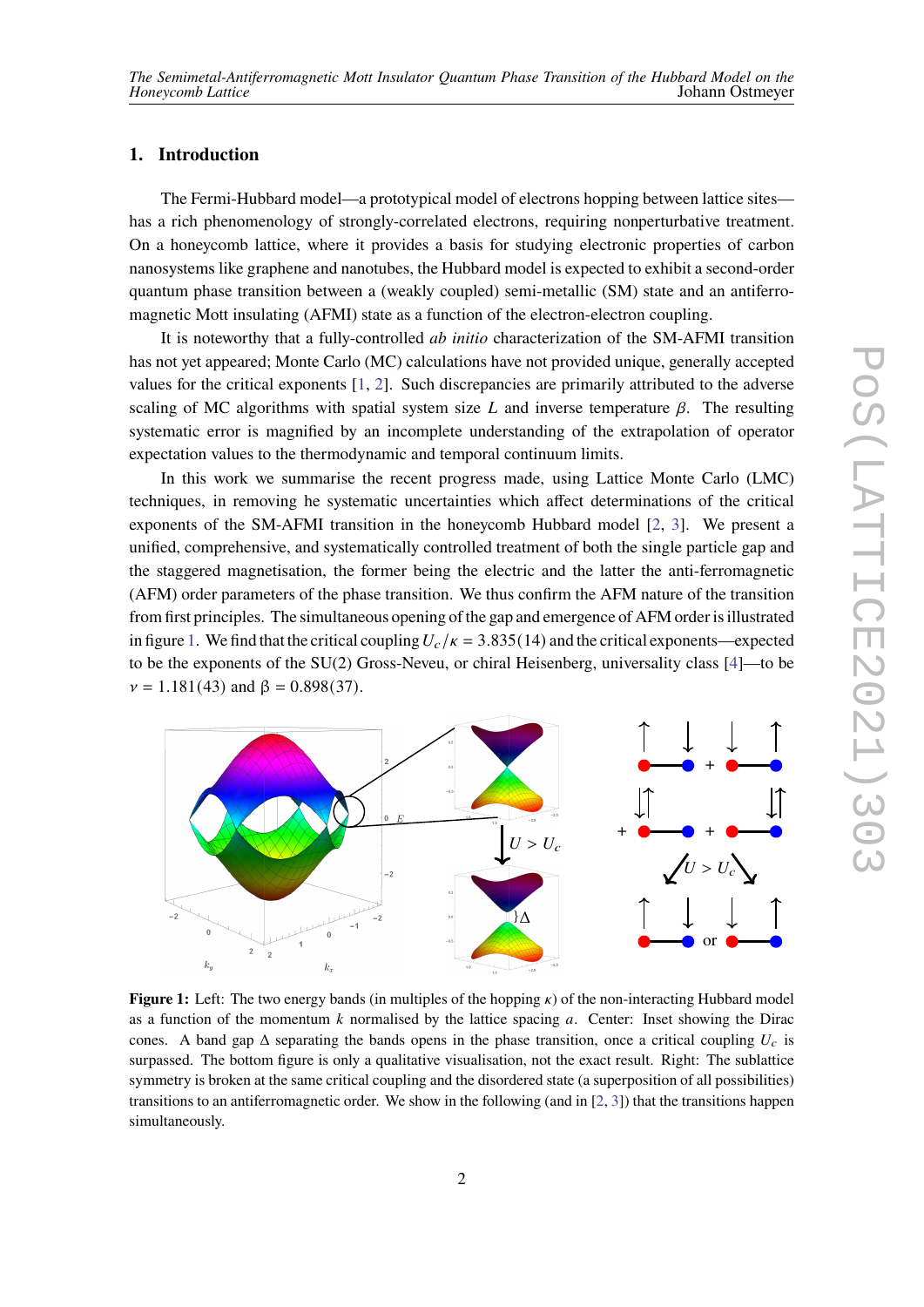## 1. Introduction

The Fermi-Hubbard model—a prototypical model of electrons hopping between lattice sites—has a rich phenomenology of strongly-correlated electrons, requiring nonperturbative treatment. On a honeycomb lattice, where it provides a basis for studying electronic properties of carbon nanosystems like graphene and nanotubes, the Hubbard model is expected to exhibit a second-order quantum phase transition between a (weakly coupled) semi-metallic (SM) state and an antiferromagnetic Mott insulating (AFMI) state as a function of the electron-electron coupling.

It is noteworthy that a fully-controlled *ab initio* characterization of the SM-AFMI transition has not yet appeared; Monte Carlo (MC) calculations have not provided unique, generally accepted values for the critical exponents [1, 2]. Such discrepancies are primarily attributed to the adverse scaling of MC algorithms with spatial system size $L$ and inverse temperature $\beta$. The resulting systematic error is magnified by an incomplete understanding of the extrapolation of operator expectation values to the thermodynamic and temporal continuum limits.

In this work we summarise the recent progress made, using Lattice Monte Carlo (LMC) techniques, in removing he systematic uncertainties which affect determinations of the critical exponents of the SM-AFMI transition in the honeycomb Hubbard model [2, 3]. We present a unified, comprehensive, and systematically controlled treatment of both the single particle gap and the staggered magnetisation, the former being the electric and the latter the anti-ferromagnetic (AFM) order parameters of the phase transition. We thus confirm the AFM nature of the transition from first principles. The simultaneous opening of the gap and emergence of AFM order is illustrated in figure 1. We find that the critical coupling $U_c/\kappa = 3.835(14)$ and the critical exponents—expected to be the exponents of the SU(2) Gross-Neveu, or chiral Heisenberg, universality class [4]—to be $\nu = 1.181(43)$ and $\beta = 0.898(37)$.

**Figure 1:** Left: The two energy bands (in multiples of the hopping $\kappa$) of the non-interacting Hubbard model as a function of the momentum $k$ normalised by the lattice spacing $a$. Center: Inset showing the Dirac cones. A band gap $\Delta$ separating the bands opens in the phase transition, once a critical coupling $U_c$ is surpassed. The bottom figure is only a qualitative visualisation, not the exact result. Right: The sublattice symmetry is broken at the same critical coupling and the disordered state (a superposition of all possibilities) transitions to an antiferromagnetic order. We show in the following (and in [2, 3]) that the transitions happen simultaneously.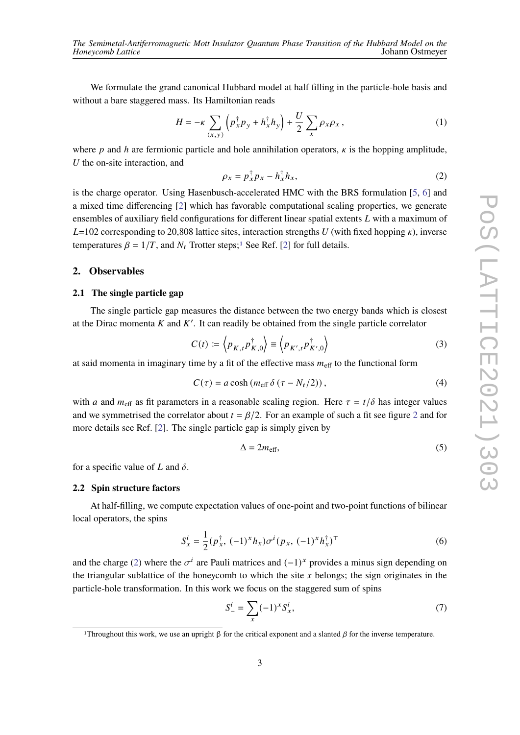We formulate the grand canonical Hubbard model at half filling in the particle-hole basis and without a bare staggered mass. Its Hamiltonian reads

$$H = -\kappa \sum_{\langle x,y\rangle} \left( p_x^\dagger p_y + h_x^\dagger h_y \right) + \frac{U}{2} \sum_x \rho_x \rho_x \,, \tag{1}$$

where $p$ and $h$ are fermionic particle and hole annihilation operators, $\kappa$ is the hopping amplitude, $U$ the on-site interaction, and

$$\rho_x = p_x^\dagger p_x - h_x^\dagger h_x, \tag{2}$$

is the charge operator. Using Hasenbusch-accelerated HMC with the BRS formulation [5, 6] and a mixed time differencing [2] which has favorable computational scaling properties, we generate ensembles of auxiliary field configurations for different linear spatial extents $L$ with a maximum of $L$=102 corresponding to 20,808 lattice sites, interaction strengths $U$ (with fixed hopping $\kappa$), inverse temperatures $\beta = 1/T$, and $N_t$ Trotter steps;[1] See Ref. [2] for full details.

## 2. Observables

### 2.1 The single particle gap

The single particle gap measures the distance between the two energy bands which is closest at the Dirac momenta $K$ and $K'$. It can readily be obtained from the single particle correlator

$$C(t) := \left\langle p_{K,t} p_{K,0}^\dagger \right\rangle \equiv \left\langle p_{K',t} p_{K',0}^\dagger \right\rangle \tag{3}$$

at said momenta in imaginary time by a fit of the effective mass $m_{\text{eff}}$ to the functional form

$$C(\tau) = a \cosh\left( m_{\text{eff}}\, \delta \left( \tau - N_t/2 \right) \right), \tag{4}$$

with $a$ and $m_{\text{eff}}$ as fit parameters in a reasonable scaling region. Here $\tau = t/\delta$ has integer values and we symmetrised the correlator about $t = \beta/2$. For an example of such a fit see figure 2 and for more details see Ref. [2]. The single particle gap is simply given by

$$\Delta = 2 m_{\text{eff}}, \tag{5}$$

for a specific value of $L$ and $\delta$.

### 2.2 Spin structure factors

At half-filling, we compute expectation values of one-point and two-point functions of bilinear local operators, the spins

$$S_x^i = \frac{1}{2} (p_x^\dagger,\, (-1)^x h_x) \sigma^i (p_x,\, (-1)^x h_x^\dagger)^\top \tag{6}$$

and the charge (2) where the $\sigma^i$ are Pauli matrices and $(-1)^x$ provides a minus sign depending on the triangular sublattice of the honeycomb to which the site $x$ belongs; the sign originates in the particle-hole transformation. In this work we focus on the staggered sum of spins

$$S_-^i = \sum_x (-1)^x S_x^i, \tag{7}$$

[1] Throughout this work, we use an upright β for the critical exponent and a slanted $\beta$ for the inverse temperature.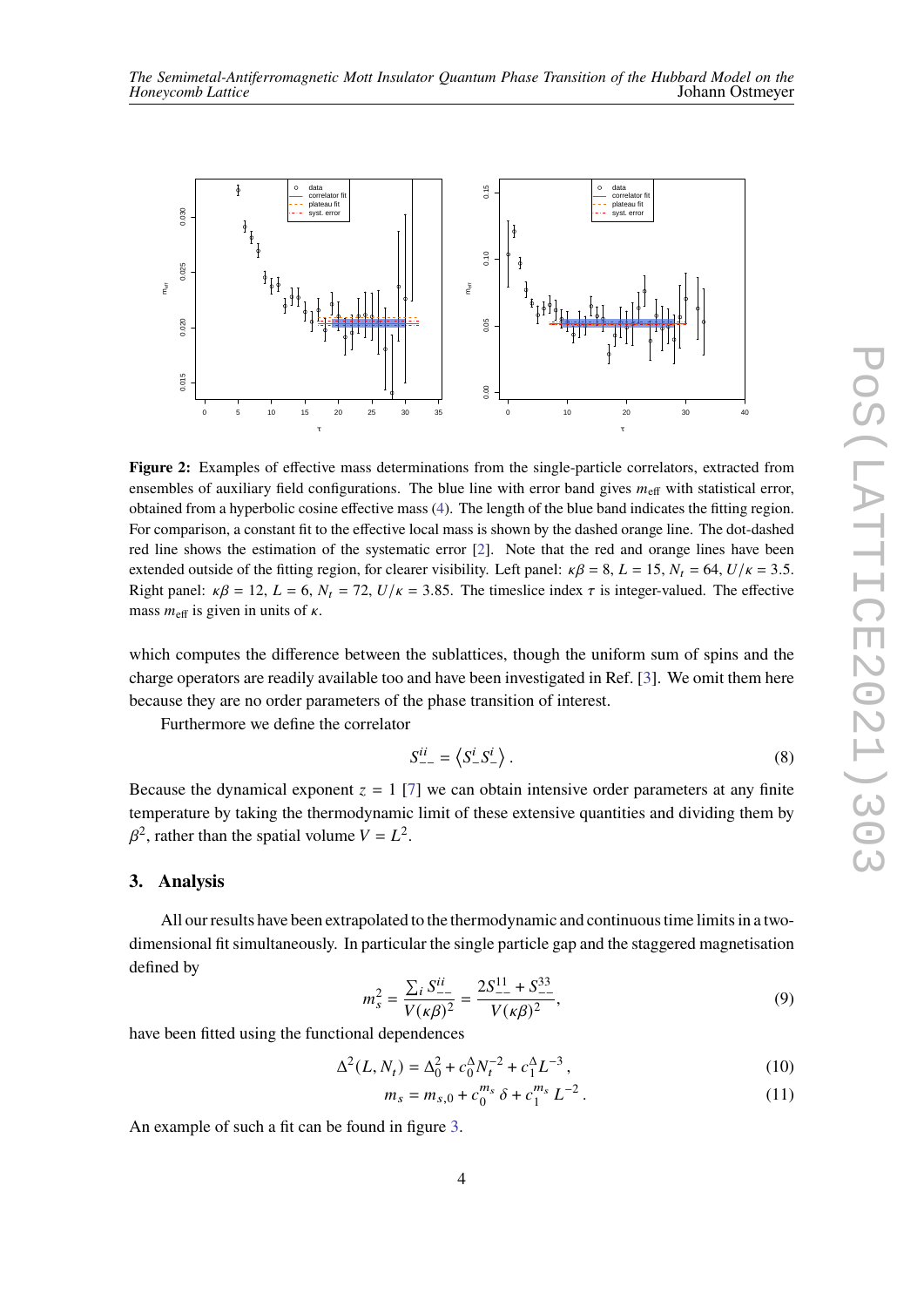**Figure 2:** Examples of effective mass determinations from the single-particle correlators, extracted from ensembles of auxiliary field configurations. The blue line with error band gives $m_{\text{eff}}$ with statistical error, obtained from a hyperbolic cosine effective mass (4). The length of the blue band indicates the fitting region. For comparison, a constant fit to the effective local mass is shown by the dashed orange line. The dot-dashed red line shows the estimation of the systematic error [2]. Note that the red and orange lines have been extended outside of the fitting region, for clearer visibility. Left panel: $\kappa\beta = 8$, $L = 15$, $N_t = 64$, $U/\kappa = 3.5$. Right panel: $\kappa\beta = 12$, $L = 6$, $N_t = 72$, $U/\kappa = 3.85$. The timeslice index $\tau$ is integer-valued. The effective mass $m_{\text{eff}}$ is given in units of $\kappa$.

which computes the difference between the sublattices, though the uniform sum of spins and the charge operators are readily available too and have been investigated in Ref. [3]. We omit them here because they are no order parameters of the phase transition of interest.

Furthermore we define the correlator

$$S^{ii}_{--} = \left\langle S^i_- S^i_- \right\rangle . \tag{8}$$

Because the dynamical exponent $z = 1$ [7] we can obtain intensive order parameters at any finite temperature by taking the thermodynamic limit of these extensive quantities and dividing them by $\beta^2$, rather than the spatial volume $V = L^2$.

## 3. Analysis

All our results have been extrapolated to the thermodynamic and continuous time limits in a two-dimensional fit simultaneously. In particular the single particle gap and the staggered magnetisation defined by

$$m_s^2 = \frac{\sum_i S^{ii}_{--}}{V(\kappa\beta)^2} = \frac{2S^{11}_{--} + S^{33}_{--}}{V(\kappa\beta)^2}, \tag{9}$$

have been fitted using the functional dependences

$$\Delta^2(L, N_t) = \Delta_0^2 + c_0^\Delta N_t^{-2} + c_1^\Delta L^{-3}\,, \tag{10}$$

$$m_s = m_{s,0} + c_0^{m_s}\,\delta + c_1^{m_s}\,L^{-2}\,. \tag{11}$$

An example of such a fit can be found in figure 3.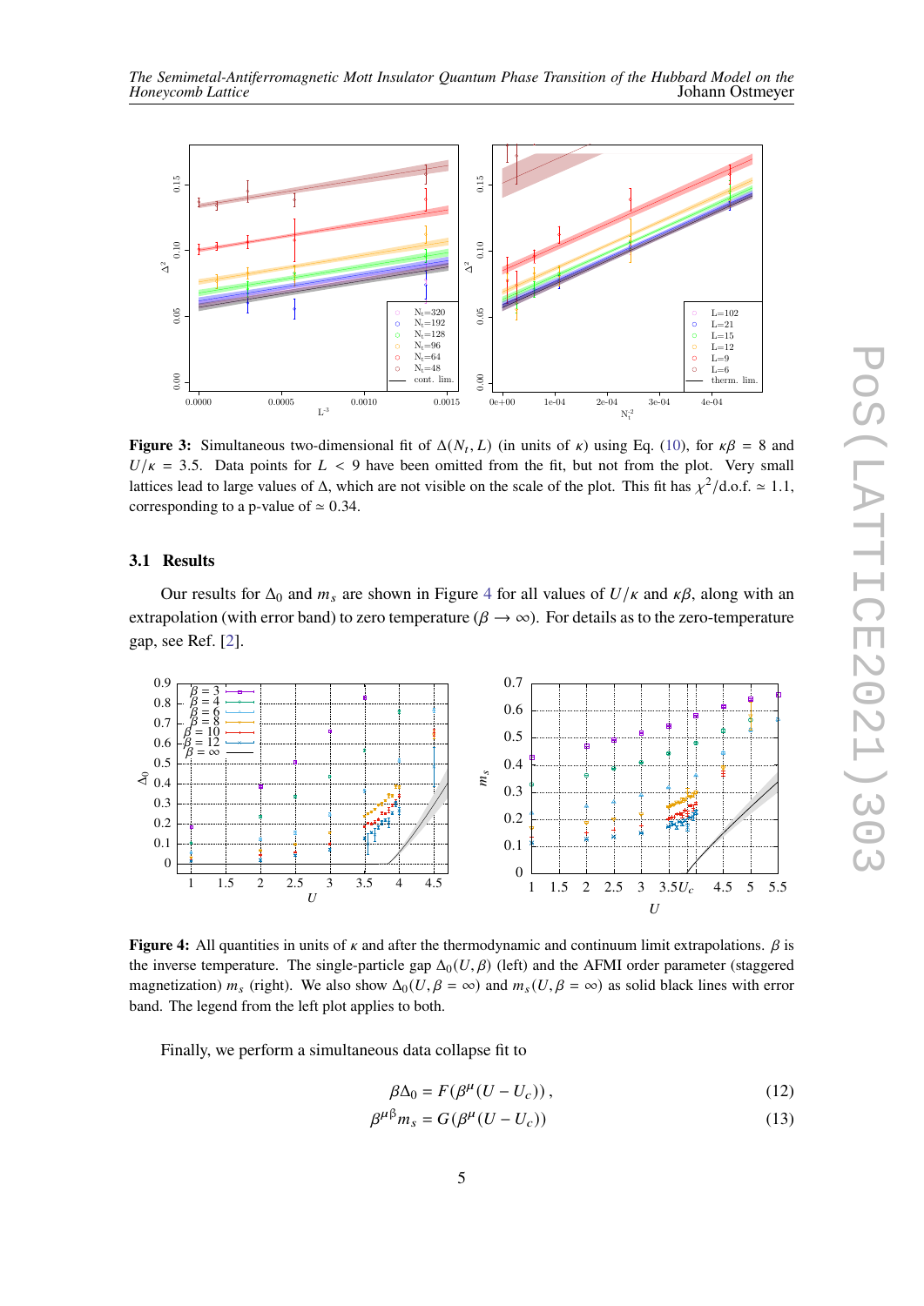**Figure 3:** Simultaneous two-dimensional fit of $\Delta(N_t, L)$ (in units of $\kappa$) using Eq. (10), for $\kappa\beta = 8$ and $U/\kappa = 3.5$. Data points for $L < 9$ have been omitted from the fit, but not from the plot. Very small lattices lead to large values of $\Delta$, which are not visible on the scale of the plot. This fit has $\chi^2/\text{d.o.f.} \simeq 1.1$, corresponding to a p-value of $\simeq 0.34$.

### 3.1 Results

Our results for $\Delta_0$ and $m_s$ are shown in Figure 4 for all values of $U/\kappa$ and $\kappa\beta$, along with an extrapolation (with error band) to zero temperature ($\beta \to \infty$). For details as to the zero-temperature gap, see Ref. [2].

**Figure 4:** All quantities in units of $\kappa$ and after the thermodynamic and continuum limit extrapolations. $\beta$ is the inverse temperature. The single-particle gap $\Delta_0(U, \beta)$ (left) and the AFMI order parameter (staggered magnetization) $m_s$ (right). We also show $\Delta_0(U, \beta = \infty)$ and $m_s(U, \beta = \infty)$ as solid black lines with error band. The legend from the left plot applies to both.

Finally, we perform a simultaneous data collapse fit to

$$\beta\Delta_0 = F(\beta^\mu(U - U_c)), \tag{12}$$

$$\beta^{\mu\beta} m_s = G(\beta^\mu(U - U_c)) \tag{13}$$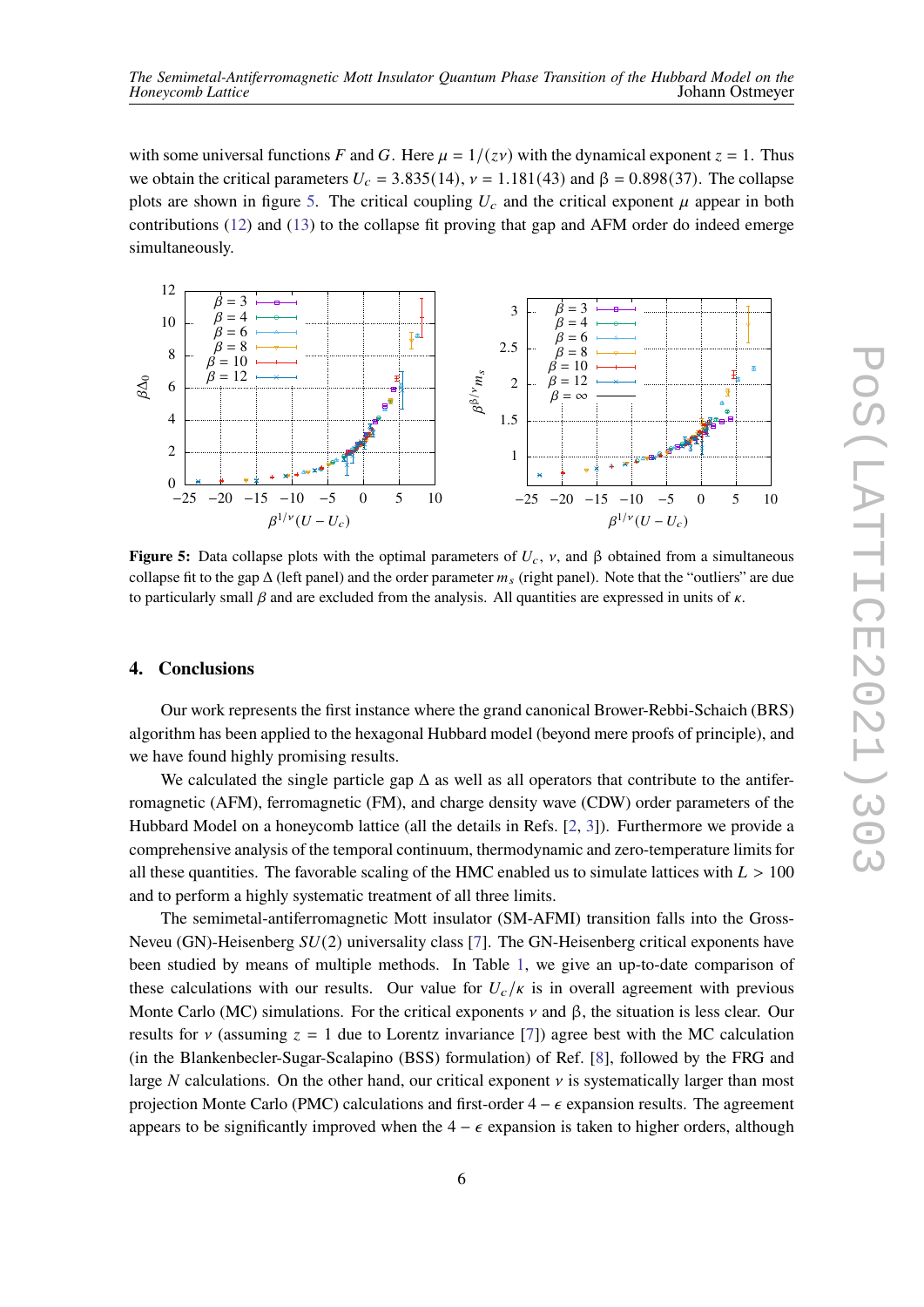with some universal functions $F$ and $G$. Here $\mu = 1/(z\nu)$ with the dynamical exponent $z = 1$. Thus we obtain the critical parameters $U_c = 3.835(14)$, $\nu = 1.181(43)$ and $\beta = 0.898(37)$. The collapse plots are shown in figure 5. The critical coupling $U_c$ and the critical exponent $\mu$ appear in both contributions (12) and (13) to the collapse fit proving that gap and AFM order do indeed emerge simultaneously.

**Figure 5:** Data collapse plots with the optimal parameters of $U_c$, $\nu$, and $\beta$ obtained from a simultaneous collapse fit to the gap $\Delta$ (left panel) and the order parameter $m_s$ (right panel). Note that the "outliers" are due to particularly small $\beta$ and are excluded from the analysis. All quantities are expressed in units of $\kappa$.

## 4. Conclusions

Our work represents the first instance where the grand canonical Brower-Rebbi-Schaich (BRS) algorithm has been applied to the hexagonal Hubbard model (beyond mere proofs of principle), and we have found highly promising results.

We calculated the single particle gap $\Delta$ as well as all operators that contribute to the antiferromagnetic (AFM), ferromagnetic (FM), and charge density wave (CDW) order parameters of the Hubbard Model on a honeycomb lattice (all the details in Refs. [2, 3]). Furthermore we provide a comprehensive analysis of the temporal continuum, thermodynamic and zero-temperature limits for all these quantities. The favorable scaling of the HMC enabled us to simulate lattices with $L > 100$ and to perform a highly systematic treatment of all three limits.

The semimetal-antiferromagnetic Mott insulator (SM-AFMI) transition falls into the Gross-Neveu (GN)-Heisenberg $SU(2)$ universality class [7]. The GN-Heisenberg critical exponents have been studied by means of multiple methods. In Table 1, we give an up-to-date comparison of these calculations with our results. Our value for $U_c/\kappa$ is in overall agreement with previous Monte Carlo (MC) simulations. For the critical exponents $\nu$ and $\beta$, the situation is less clear. Our results for $\nu$ (assuming $z = 1$ due to Lorentz invariance [7]) agree best with the MC calculation (in the Blankenbecler-Sugar-Scalapino (BSS) formulation) of Ref. [8], followed by the FRG and large $N$ calculations. On the other hand, our critical exponent $\nu$ is systematically larger than most projection Monte Carlo (PMC) calculations and first-order $4-\epsilon$ expansion results. The agreement appears to be significantly improved when the $4-\epsilon$ expansion is taken to higher orders, although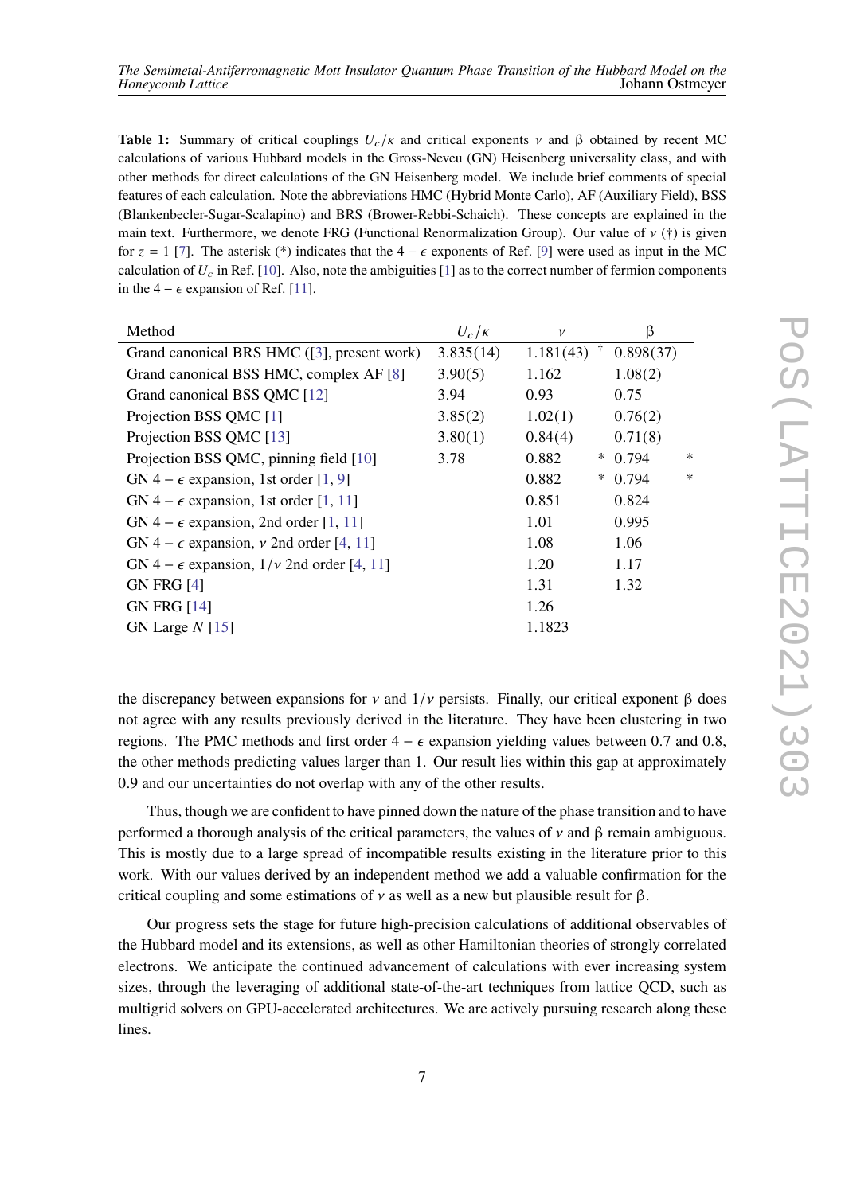**Table 1:** Summary of critical couplings $U_c/\kappa$ and critical exponents $\nu$ and $\beta$ obtained by recent MC calculations of various Hubbard models in the Gross-Neveu (GN) Heisenberg universality class, and with other methods for direct calculations of the GN Heisenberg model. We include brief comments of special features of each calculation. Note the abbreviations HMC (Hybrid Monte Carlo), AF (Auxiliary Field), BSS (Blankenbecler-Sugar-Scalapino) and BRS (Brower-Rebbi-Schaich). These concepts are explained in the main text. Furthermore, we denote FRG (Functional Renormalization Group). Our value of $\nu$ (†) is given for $z = 1$ [7]. The asterisk (*) indicates that the $4-\epsilon$ exponents of Ref. [9] were used as input in the MC calculation of $U_c$ in Ref. [10]. Also, note the ambiguities [1] as to the correct number of fermion components in the $4-\epsilon$ expansion of Ref. [11].

| Method | $U_c/\kappa$ | $\nu$ | $\beta$ |
|---|---|---|---|
| Grand canonical BRS HMC ([3], present work) | 3.835(14) | 1.181(43) † | 0.898(37) |
| Grand canonical BSS HMC, complex AF [8] | 3.90(5) | 1.162 | 1.08(2) |
| Grand canonical BSS QMC [12] | 3.94 | 0.93 | 0.75 |
| Projection BSS QMC [1] | 3.85(2) | 1.02(1) | 0.76(2) |
| Projection BSS QMC [13] | 3.80(1) | 0.84(4) | 0.71(8) |
| Projection BSS QMC, pinning field [10] | 3.78 | 0.882 * | 0.794 * |
| GN $4-\epsilon$ expansion, 1st order [1, 9] | | 0.882 * | 0.794 * |
| GN $4-\epsilon$ expansion, 1st order [1, 11] | | 0.851 | 0.824 |
| GN $4-\epsilon$ expansion, 2nd order [1, 11] | | 1.01 | 0.995 |
| GN $4-\epsilon$ expansion, $\nu$ 2nd order [4, 11] | | 1.08 | 1.06 |
| GN $4-\epsilon$ expansion, $1/\nu$ 2nd order [4, 11] | | 1.20 | 1.17 |
| GN FRG [4] | | 1.31 | 1.32 |
| GN FRG [14] | | 1.26 | |
| GN Large $N$ [15] | | 1.1823 | |

the discrepancy between expansions for $\nu$ and $1/\nu$ persists. Finally, our critical exponent $\beta$ does not agree with any results previously derived in the literature. They have been clustering in two regions. The PMC methods and first order $4-\epsilon$ expansion yielding values between 0.7 and 0.8, the other methods predicting values larger than 1. Our result lies within this gap at approximately 0.9 and our uncertainties do not overlap with any of the other results.

Thus, though we are confident to have pinned down the nature of the phase transition and to have performed a thorough analysis of the critical parameters, the values of $\nu$ and $\beta$ remain ambiguous. This is mostly due to a large spread of incompatible results existing in the literature prior to this work. With our values derived by an independent method we add a valuable confirmation for the critical coupling and some estimations of $\nu$ as well as a new but plausible result for $\beta$.

Our progress sets the stage for future high-precision calculations of additional observables of the Hubbard model and its extensions, as well as other Hamiltonian theories of strongly correlated electrons. We anticipate the continued advancement of calculations with ever increasing system sizes, through the leveraging of additional state-of-the-art techniques from lattice QCD, such as multigrid solvers on GPU-accelerated architectures. We are actively pursuing research along these lines.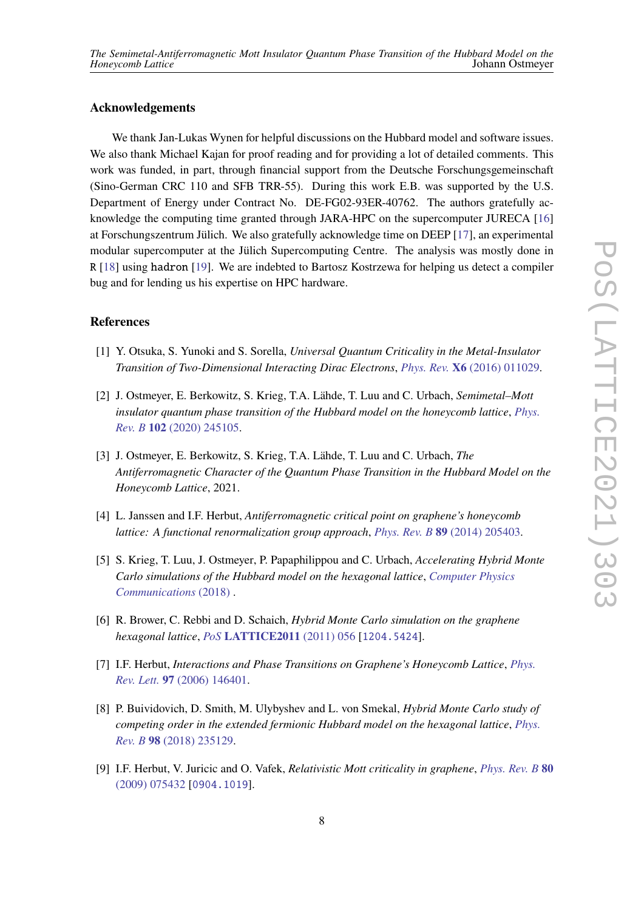### Acknowledgements

We thank Jan-Lukas Wynen for helpful discussions on the Hubbard model and software issues. We also thank Michael Kajan for proof reading and for providing a lot of detailed comments. This work was funded, in part, through financial support from the Deutsche Forschungsgemeinschaft (Sino-German CRC 110 and SFB TRR-55). During this work E.B. was supported by the U.S. Department of Energy under Contract No. DE-FG02-93ER-40762. The authors gratefully acknowledge the computing time granted through JARA-HPC on the supercomputer JURECA [16] at Forschungszentrum Jülich. We also gratefully acknowledge time on DEEP [17], an experimental modular supercomputer at the Jülich Supercomputing Centre. The analysis was mostly done in `R` [18] using `hadron` [19]. We are indebted to Bartosz Kostrzewa for helping us detect a compiler bug and for lending us his expertise on HPC hardware.

### References

[1] Y. Otsuka, S. Yunoki and S. Sorella, *Universal Quantum Criticality in the Metal-Insulator Transition of Two-Dimensional Interacting Dirac Electrons*, *Phys. Rev.* **X6** (2016) 011029.

[2] J. Ostmeyer, E. Berkowitz, S. Krieg, T.A. Lähde, T. Luu and C. Urbach, *Semimetal–Mott insulator quantum phase transition of the Hubbard model on the honeycomb lattice*, *Phys. Rev. B* **102** (2020) 245105.

[3] J. Ostmeyer, E. Berkowitz, S. Krieg, T.A. Lähde, T. Luu and C. Urbach, *The Antiferromagnetic Character of the Quantum Phase Transition in the Hubbard Model on the Honeycomb Lattice*, 2021.

[4] L. Janssen and I.F. Herbut, *Antiferromagnetic critical point on graphene's honeycomb lattice: A functional renormalization group approach*, *Phys. Rev. B* **89** (2014) 205403.

[5] S. Krieg, T. Luu, J. Ostmeyer, P. Papaphilippou and C. Urbach, *Accelerating Hybrid Monte Carlo simulations of the Hubbard model on the hexagonal lattice*, *Computer Physics Communications* (2018) .

[6] R. Brower, C. Rebbi and D. Schaich, *Hybrid Monte Carlo simulation on the graphene hexagonal lattice*, *PoS* **LATTICE2011** (2011) 056 [`1204.5424`].

[7] I.F. Herbut, *Interactions and Phase Transitions on Graphene's Honeycomb Lattice*, *Phys. Rev. Lett.* **97** (2006) 146401.

[8] P. Buividovich, D. Smith, M. Ulybyshev and L. von Smekal, *Hybrid Monte Carlo study of competing order in the extended fermionic Hubbard model on the hexagonal lattice*, *Phys. Rev. B* **98** (2018) 235129.

[9] I.F. Herbut, V. Juricic and O. Vafek, *Relativistic Mott criticality in graphene*, *Phys. Rev. B* **80** (2009) 075432 [`0904.1019`].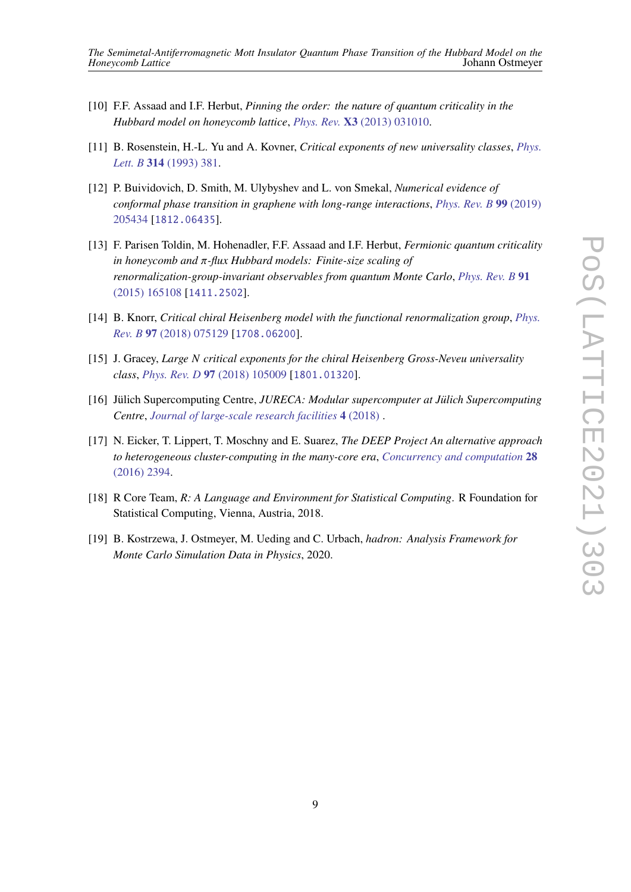[10] F.F. Assaad and I.F. Herbut, *Pinning the order: the nature of quantum criticality in the Hubbard model on honeycomb lattice*, *Phys. Rev.* **X3** (2013) 031010.

[11] B. Rosenstein, H.-L. Yu and A. Kovner, *Critical exponents of new universality classes*, *Phys. Lett. B* **314** (1993) 381.

[12] P. Buividovich, D. Smith, M. Ulybyshev and L. von Smekal, *Numerical evidence of conformal phase transition in graphene with long-range interactions*, *Phys. Rev. B* **99** (2019) 205434 [1812.06435].

[13] F. Parisen Toldin, M. Hohenadler, F.F. Assaad and I.F. Herbut, *Fermionic quantum criticality in honeycomb and $\pi$-flux Hubbard models: Finite-size scaling of renormalization-group-invariant observables from quantum Monte Carlo*, *Phys. Rev. B* **91** (2015) 165108 [1411.2502].

[14] B. Knorr, *Critical chiral Heisenberg model with the functional renormalization group*, *Phys. Rev. B* **97** (2018) 075129 [1708.06200].

[15] J. Gracey, *Large N critical exponents for the chiral Heisenberg Gross-Neveu universality class*, *Phys. Rev. D* **97** (2018) 105009 [1801.01320].

[16] Jülich Supercomputing Centre, *JURECA: Modular supercomputer at Jülich Supercomputing Centre*, *Journal of large-scale research facilities* **4** (2018) .

[17] N. Eicker, T. Lippert, T. Moschny and E. Suarez, *The DEEP Project An alternative approach to heterogeneous cluster-computing in the many-core era*, *Concurrency and computation* **28** (2016) 2394.

[18] R Core Team, *R: A Language and Environment for Statistical Computing*. R Foundation for Statistical Computing, Vienna, Austria, 2018.

[19] B. Kostrzewa, J. Ostmeyer, M. Ueding and C. Urbach, *hadron: Analysis Framework for Monte Carlo Simulation Data in Physics*, 2020.